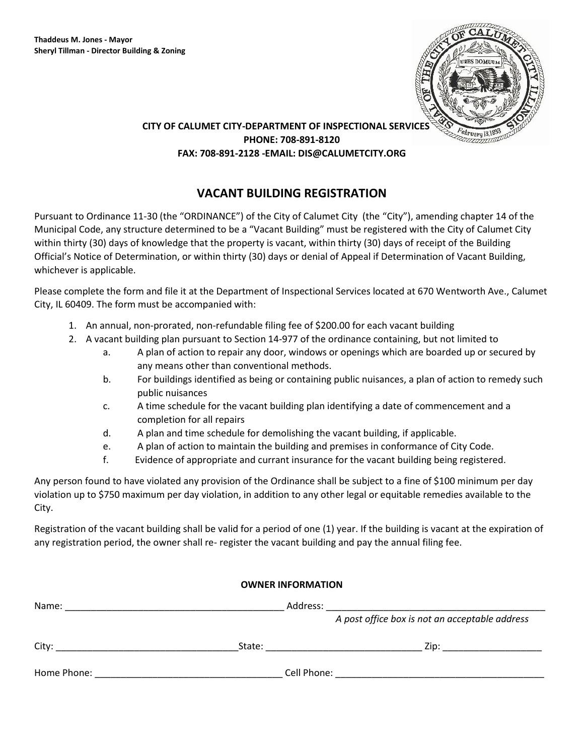**Thaddeus M. Jones - Mayor**
**Sheryl Tillman - Director Building & Zoning**

**CITY OF CALUMET CITY-DEPARTMENT OF INSPECTIONAL SERVICES**
**PHONE: 708-891-8120**
**FAX: 708-891-2128 -EMAIL: DIS@CALUMETCITY.ORG**

## VACANT BUILDING REGISTRATION

Pursuant to Ordinance 11-30 (the "ORDINANCE") of the City of Calumet City (the "City"), amending chapter 14 of the Municipal Code, any structure determined to be a "Vacant Building" must be registered with the City of Calumet City within thirty (30) days of knowledge that the property is vacant, within thirty (30) days of receipt of the Building Official's Notice of Determination, or within thirty (30) days or denial of Appeal if Determination of Vacant Building, whichever is applicable.

Please complete the form and file it at the Department of Inspectional Services located at 670 Wentworth Ave., Calumet City, IL 60409. The form must be accompanied with:

1. An annual, non-prorated, non-refundable filing fee of $200.00 for each vacant building
2. A vacant building plan pursuant to Section 14-977 of the ordinance containing, but not limited to
   a. A plan of action to repair any door, windows or openings which are boarded up or secured by any means other than conventional methods.
   b. For buildings identified as being or containing public nuisances, a plan of action to remedy such public nuisances
   c. A time schedule for the vacant building plan identifying a date of commencement and a completion for all repairs
   d. A plan and time schedule for demolishing the vacant building, if applicable.
   e. A plan of action to maintain the building and premises in conformance of City Code.
   f. Evidence of appropriate and currant insurance for the vacant building being registered.

Any person found to have violated any provision of the Ordinance shall be subject to a fine of $100 minimum per day violation up to $750 maximum per day violation, in addition to any other legal or equitable remedies available to the City.

Registration of the vacant building shall be valid for a period of one (1) year. If the building is vacant at the expiration of any registration period, the owner shall re- register the vacant building and pay the annual filing fee.

**OWNER INFORMATION**

Name: ___________________________________________ Address: ___________________________________________
*A post office box is not an acceptable address*

City: ___________________________________State: ______________________________ Zip: ___________________

Home Phone: ____________________________________ Cell Phone: _________________________________________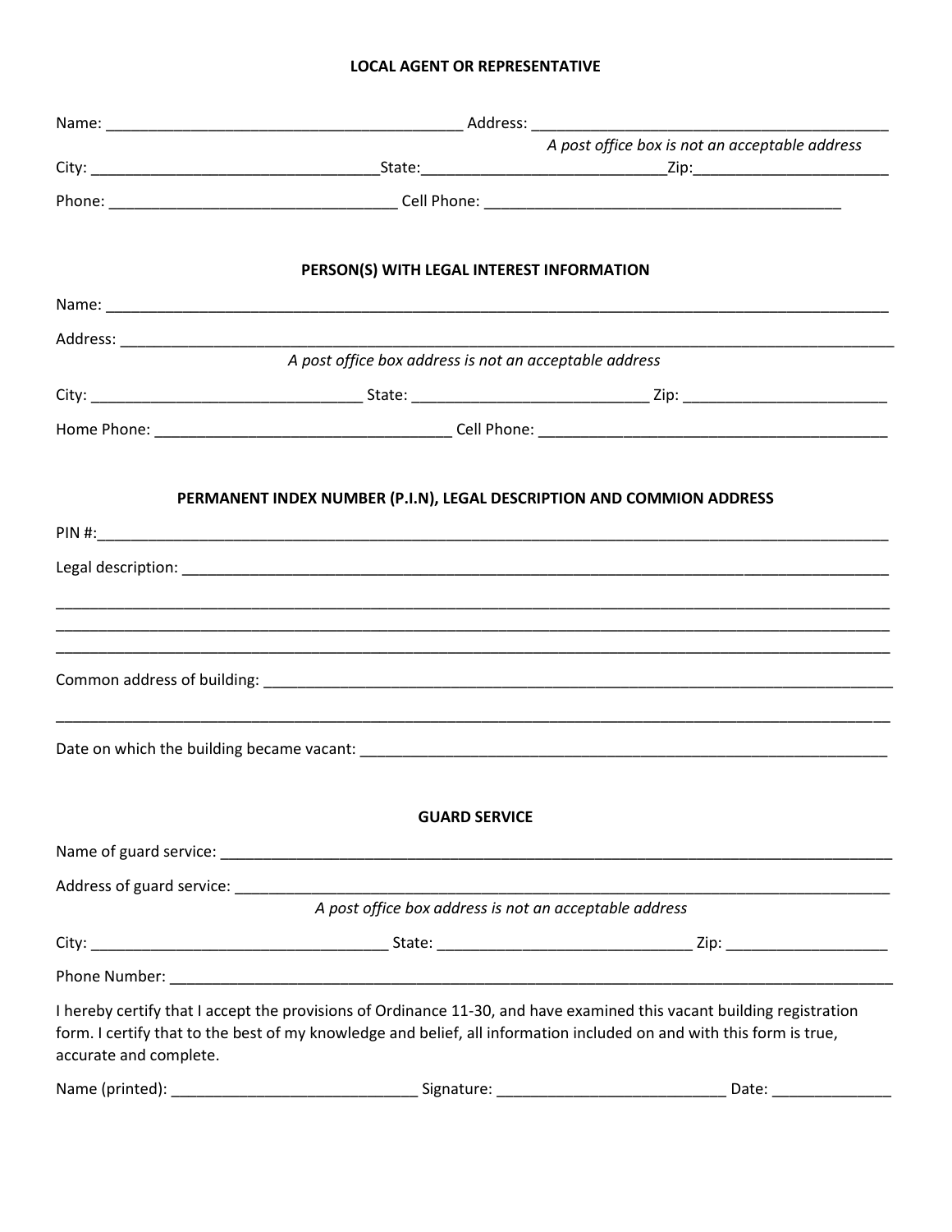## LOCAL AGENT OR REPRESENTATIVE

Name: ___________________________________________ Address: ___________________________________________

*A post office box is not an acceptable address*

City: __________________________________State:____________________________Zip:_______________________

Phone: __________________________________ Cell Phone: ___________________________________________

## PERSON(S) WITH LEGAL INTEREST INFORMATION

Name: _______________________________________________________________________________________________

Address: _____________________________________________________________________________________________

*A post office box address is not an acceptable address*

City: ________________________________ State: ____________________________ Zip: ________________________

Home Phone: ___________________________________ Cell Phone: __________________________________________

## PERMANENT INDEX NUMBER (P.I.N), LEGAL DESCRIPTION AND COMMION ADDRESS

PIN #:_______________________________________________________________________________________________

Legal description: ____________________________________________________________________________________

_____________________________________________________________________________________________________

_____________________________________________________________________________________________________

_____________________________________________________________________________________________________

Common address of building: ____________________________________________________________________________

_____________________________________________________________________________________________________

Date on which the building became vacant: _________________________________________________________________

## GUARD SERVICE

Name of guard service: ________________________________________________________________________________

Address of guard service: ______________________________________________________________________________

*A post office box address is not an acceptable address*

City: ___________________________________ State: ______________________________ Zip: ___________________

Phone Number: _______________________________________________________________________________________

I hereby certify that I accept the provisions of Ordinance 11-30, and have examined this vacant building registration form. I certify that to the best of my knowledge and belief, all information included on and with this form is true, accurate and complete.

Name (printed): _____________________________ Signature: ___________________________ Date: ______________